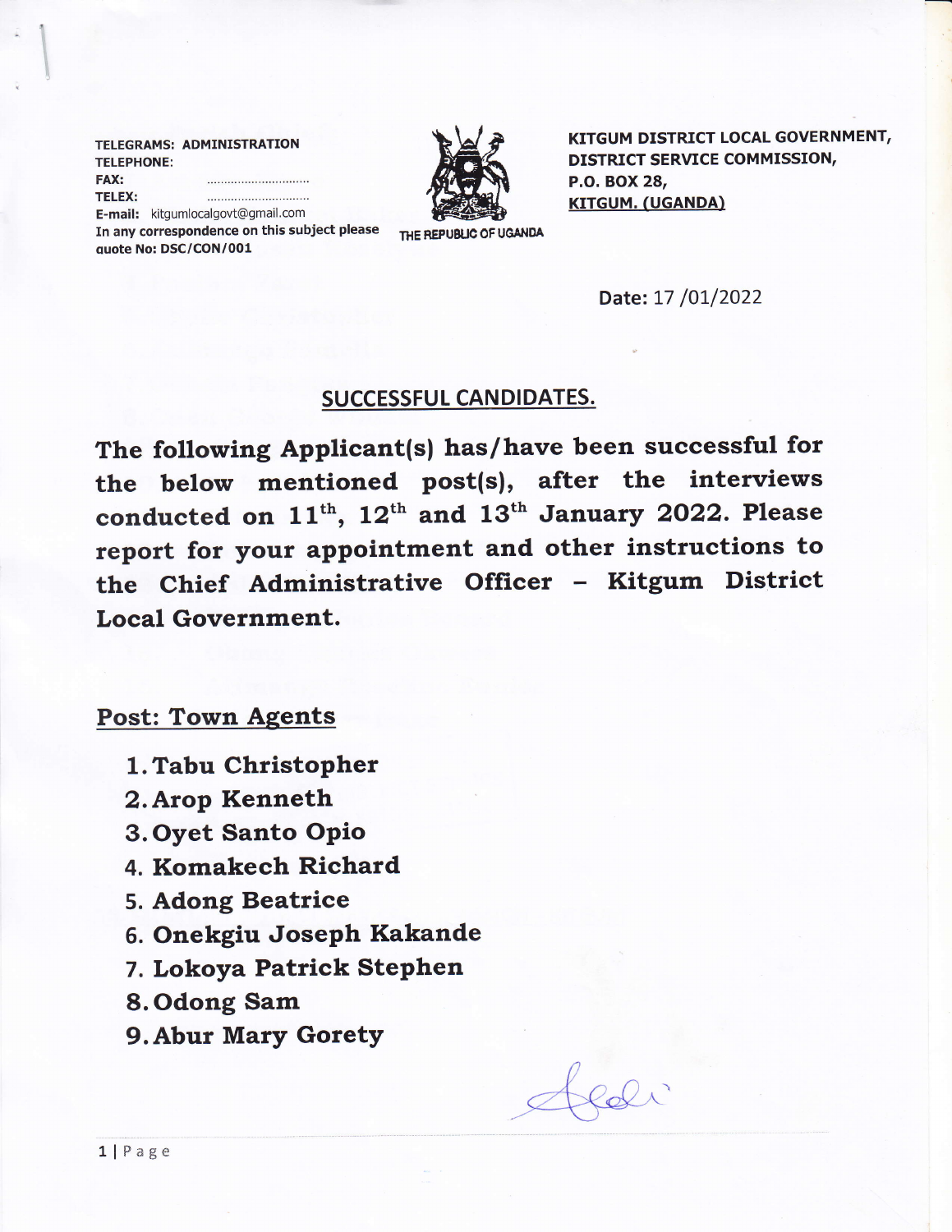TELEGRAMS: ADMINISTRATION
TELEPHONE:
FAX: ..............................
TELEX: ..............................
E-mail: kitgumlocalgovt@gmail.com
In any correspondence on this subject please quote No: DSC/CON/001

THE REPUBLIC OF UGANDA

KITGUM DISTRICT LOCAL GOVERNMENT,
DISTRICT SERVICE COMMISSION,
P.O. BOX 28,
KITGUM. (UGANDA)

Date: 17 /01/2022

## SUCCESSFUL CANDIDATES.

**The following Applicant(s) has/have been successful for the below mentioned post(s), after the interviews conducted on 11th, 12th and 13th January 2022. Please report for your appointment and other instructions to the Chief Administrative Officer – Kitgum District Local Government.**

## Post: Town Agents

1. **Tabu Christopher**
2. **Arop Kenneth**
3. **Oyet Santo Opio**
4. **Komakech Richard**
5. **Adong Beatrice**
6. **Onekgiu Joseph Kakande**
7. **Lokoya Patrick Stephen**
8. **Odong Sam**
9. **Abur Mary Gorety**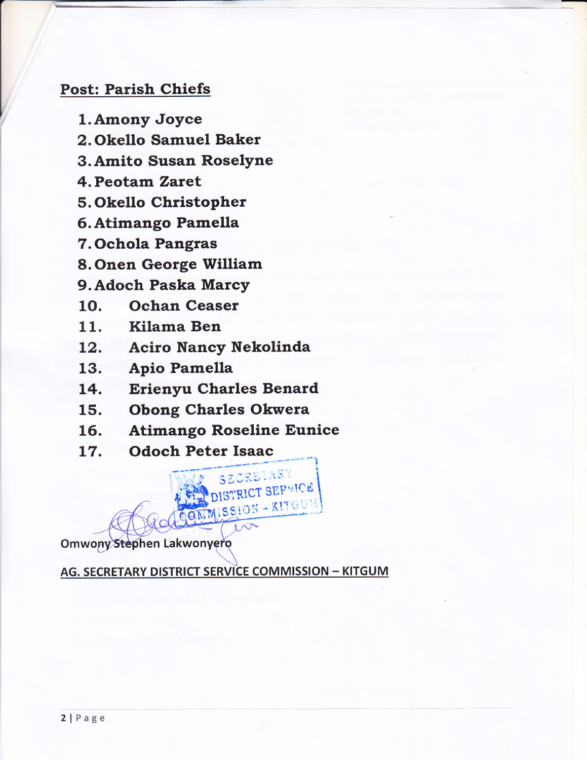**Post: Parish Chiefs**

1. Amony Joyce
2. Okello Samuel Baker
3. Amito Susan Roselyne
4. Peotam Zaret
5. Okello Christopher
6. Atimango Pamella
7. Ochola Pangras
8. Onen George William
9. Adoch Paska Marcy
10. Ochan Ceaser
11. Kilama Ben
12. Aciro Nancy Nekolinda
13. Apio Pamella
14. Erienyu Charles Benard
15. Obong Charles Okwera
16. Atimango Roseline Eunice
17. Odoch Peter Isaac

SECRETARY
DISTRICT SERVICE
COMMISSION - KITGUM

Omwony Stephen Lakwonyero

AG. SECRETARY DISTRICT SERVICE COMMISSION – KITGUM